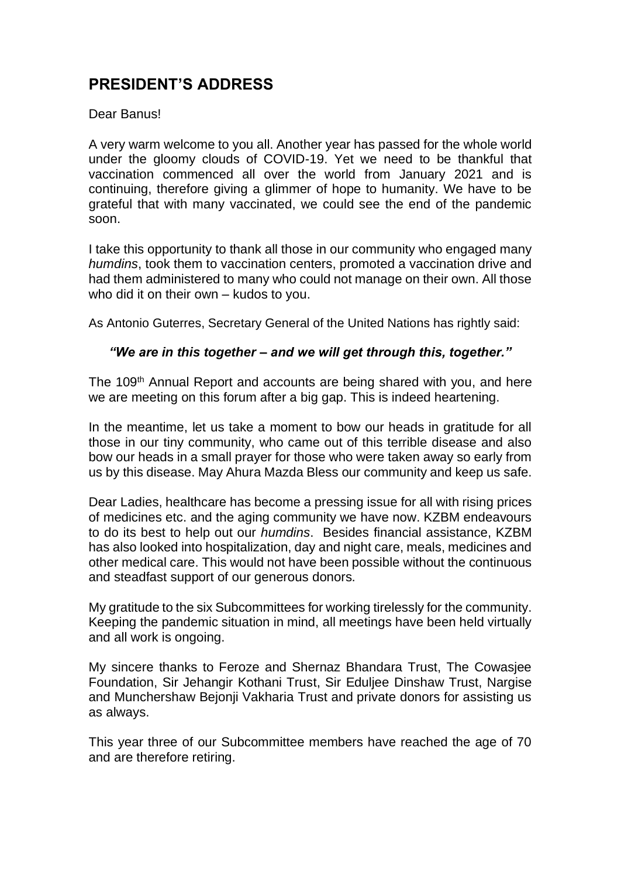## PRESIDENT'S ADDRESS

Dear Banus!

A very warm welcome to you all. Another year has passed for the whole world under the gloomy clouds of COVID-19. Yet we need to be thankful that vaccination commenced all over the world from January 2021 and is continuing, therefore giving a glimmer of hope to humanity. We have to be grateful that with many vaccinated, we could see the end of the pandemic soon.

I take this opportunity to thank all those in our community who engaged many *humdins*, took them to vaccination centers, promoted a vaccination drive and had them administered to many who could not manage on their own. All those who did it on their own – kudos to you.

As Antonio Guterres, Secretary General of the United Nations has rightly said:

***"We are in this together – and we will get through this, together."***

The 109th Annual Report and accounts are being shared with you, and here we are meeting on this forum after a big gap. This is indeed heartening.

In the meantime, let us take a moment to bow our heads in gratitude for all those in our tiny community, who came out of this terrible disease and also bow our heads in a small prayer for those who were taken away so early from us by this disease. May Ahura Mazda Bless our community and keep us safe.

Dear Ladies, healthcare has become a pressing issue for all with rising prices of medicines etc. and the aging community we have now. KZBM endeavours to do its best to help out our *humdins*. Besides financial assistance, KZBM has also looked into hospitalization, day and night care, meals, medicines and other medical care. This would not have been possible without the continuous and steadfast support of our generous donors.

My gratitude to the six Subcommittees for working tirelessly for the community. Keeping the pandemic situation in mind, all meetings have been held virtually and all work is ongoing.

My sincere thanks to Feroze and Shernaz Bhandara Trust, The Cowasjee Foundation, Sir Jehangir Kothani Trust, Sir Eduljee Dinshaw Trust, Nargise and Munchershaw Bejonji Vakharia Trust and private donors for assisting us as always.

This year three of our Subcommittee members have reached the age of 70 and are therefore retiring.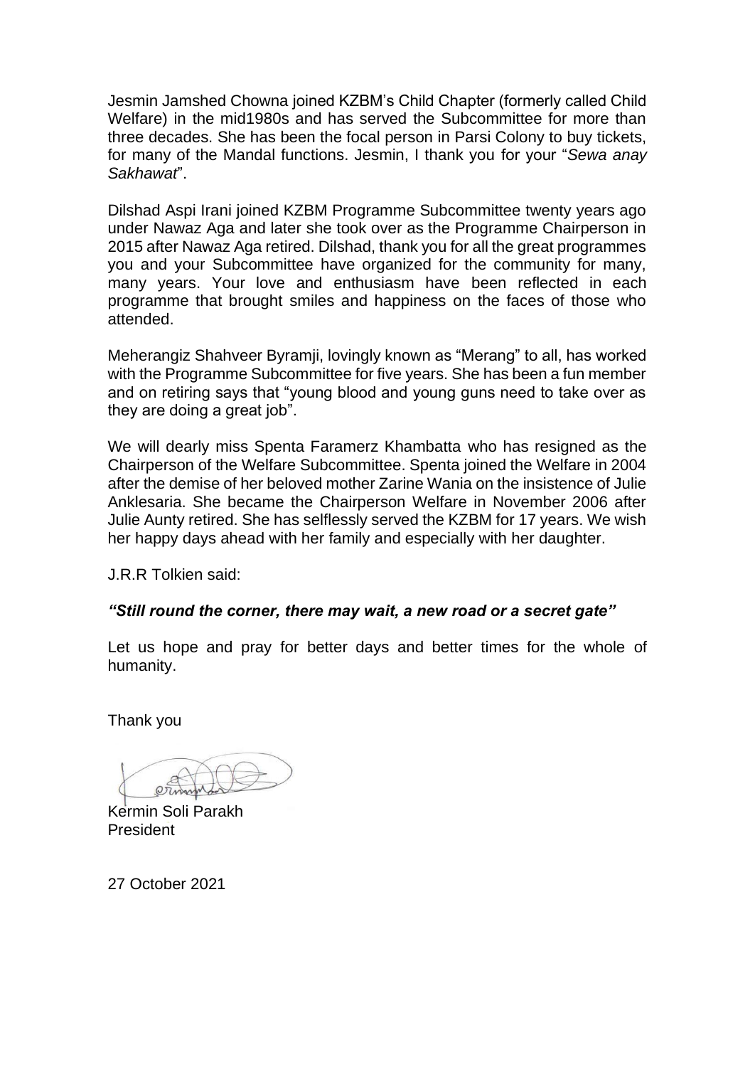Jesmin Jamshed Chowna joined KZBM's Child Chapter (formerly called Child Welfare) in the mid1980s and has served the Subcommittee for more than three decades. She has been the focal person in Parsi Colony to buy tickets, for many of the Mandal functions. Jesmin, I thank you for your "*Sewa anay Sakhawat*".

Dilshad Aspi Irani joined KZBM Programme Subcommittee twenty years ago under Nawaz Aga and later she took over as the Programme Chairperson in 2015 after Nawaz Aga retired. Dilshad, thank you for all the great programmes you and your Subcommittee have organized for the community for many, many years. Your love and enthusiasm have been reflected in each programme that brought smiles and happiness on the faces of those who attended.

Meherangiz Shahveer Byramji, lovingly known as "Merang" to all, has worked with the Programme Subcommittee for five years. She has been a fun member and on retiring says that "young blood and young guns need to take over as they are doing a great job".

We will dearly miss Spenta Faramerz Khambatta who has resigned as the Chairperson of the Welfare Subcommittee. Spenta joined the Welfare in 2004 after the demise of her beloved mother Zarine Wania on the insistence of Julie Anklesaria. She became the Chairperson Welfare in November 2006 after Julie Aunty retired. She has selflessly served the KZBM for 17 years. We wish her happy days ahead with her family and especially with her daughter.

J.R.R Tolkien said:

***"Still round the corner, there may wait, a new road or a secret gate"***

Let us hope and pray for better days and better times for the whole of humanity.

Thank you

Kermin Soli Parakh
President

27 October 2021